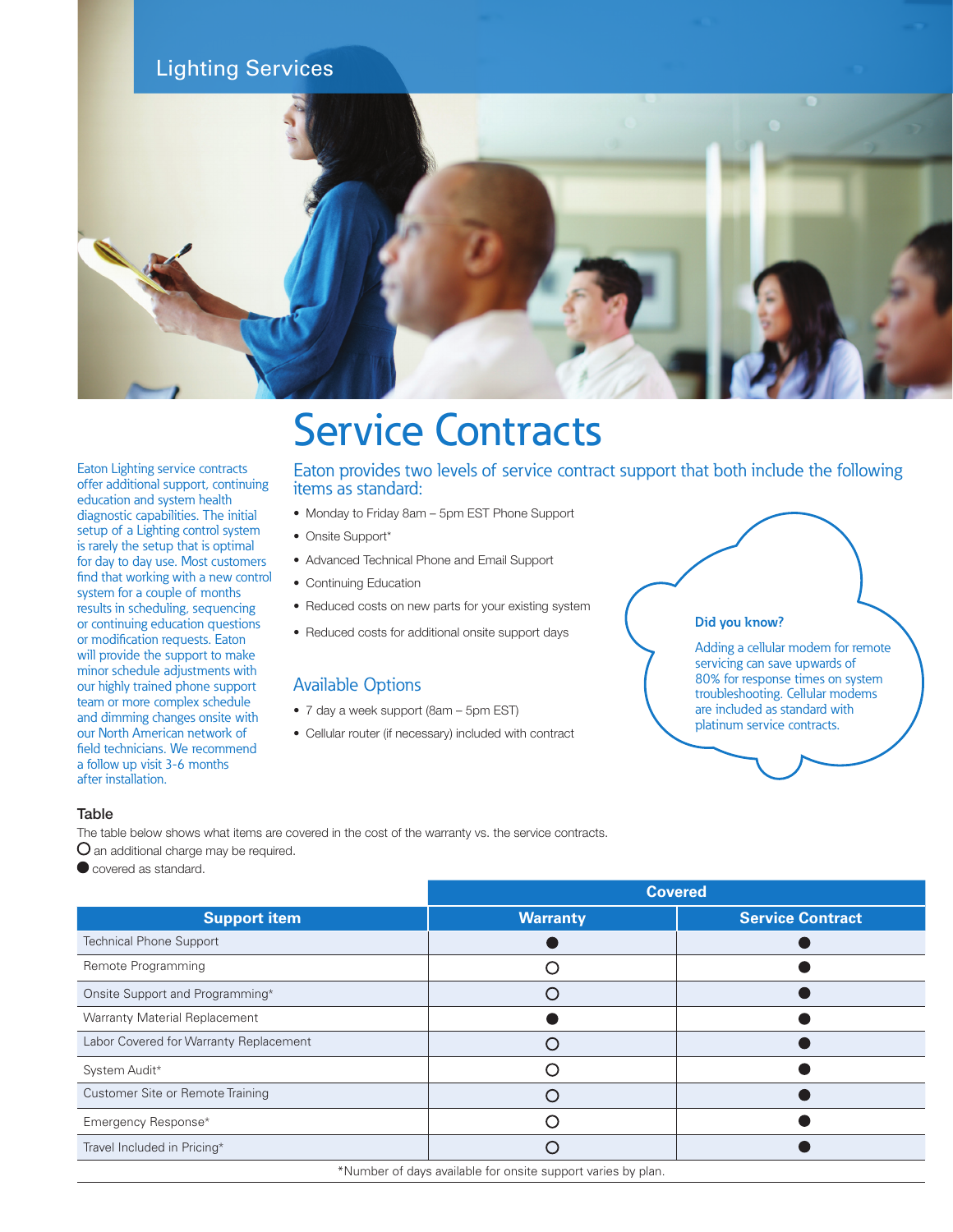Lighting Services

# Service Contracts

Eaton Lighting service contracts offer additional support, continuing education and system health diagnostic capabilities. The initial setup of a Lighting control system is rarely the setup that is optimal for day to day use. Most customers find that working with a new control system for a couple of months results in scheduling, sequencing or continuing education questions or modification requests. Eaton will provide the support to make minor schedule adjustments with our highly trained phone support team or more complex schedule and dimming changes onsite with our North American network of field technicians. We recommend a follow up visit 3-6 months after installation.

## Eaton provides two levels of service contract support that both include the following items as standard:

- Monday to Friday 8am – 5pm EST Phone Support
- Onsite Support*
- Advanced Technical Phone and Email Support
- Continuing Education
- Reduced costs on new parts for your existing system
- Reduced costs for additional onsite support days

## Available Options

- 7 day a week support (8am – 5pm EST)
- Cellular router (if necessary) included with contract

**Did you know?**

Adding a cellular modem for remote servicing can save upwards of 80% for response times on system troubleshooting. Cellular modems are included as standard with platinum service contracts.

### Table

The table below shows what items are covered in the cost of the warranty vs. the service contracts.

○ an additional charge may be required.

● covered as standard.

| | Covered | |
|---|---|---|
| **Support item** | **Warranty** | **Service Contract** |
| Technical Phone Support | ● | ● |
| Remote Programming | ○ | ● |
| Onsite Support and Programming* | ○ | ● |
| Warranty Material Replacement | ● | ● |
| Labor Covered for Warranty Replacement | ○ | ● |
| System Audit* | ○ | ● |
| Customer Site or Remote Training | ○ | ● |
| Emergency Response* | ○ | ● |
| Travel Included in Pricing* | ○ | ● |

*Number of days available for onsite support varies by plan.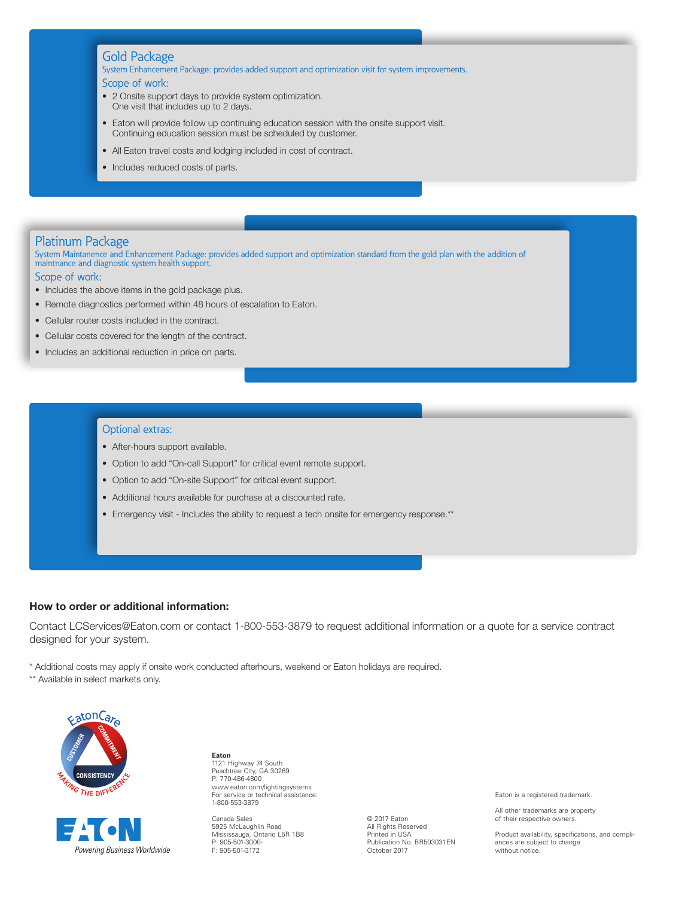## Gold Package

System Enhancement Package: provides added support and optimization visit for system improvements.

### Scope of work:

- 2 Onsite support days to provide system optimization.
  One visit that includes up to 2 days.
- Eaton will provide follow up continuing education session with the onsite support visit.
  Continuing education session must be scheduled by customer.
- All Eaton travel costs and lodging included in cost of contract.
- Includes reduced costs of parts.

## Platinum Package

System Maintanence and Enhancement Package: provides added support and optimization standard from the gold plan with the addition of maintnance and diagnostic system health support.

### Scope of work:

- Includes the above items in the gold package plus.
- Remote diagnostics performed within 48 hours of escalation to Eaton.
- Cellular router costs included in the contract.
- Cellular costs covered for the length of the contract.
- Includes an additional reduction in price on parts.

### Optional extras:

- After-hours support available.
- Option to add “On-call Support” for critical event remote support.
- Option to add “On-site Support” for critical event support.
- Additional hours available for purchase at a discounted rate.
- Emergency visit - Includes the ability to request a tech onsite for emergency response.**

**How to order or additional information:**

Contact LCServices@Eaton.com or contact 1-800-553-3879 to request additional information or a quote for a service contract designed for your system.

* Additional costs may apply if onsite work conducted afterhours, weekend or Eaton holidays are required.
** Available in select markets only.

EatonCare
CUSTOMER COMMITMENT CONSISTENCY
MAKING THE DIFFERENCE

EATON
Powering Business Worldwide

**Eaton**
1121 Highway 74 South
Peachtree City, GA 30269
P: 770-486-4800
www.eaton.com/lightingsystems
For service or technical assistance:
1-800-553-3879

Canada Sales
5925 McLaughlin Road
Mississauga, Ontario L5R 1B8
P: 905-501-3000-
F: 905-501-3172

© 2017 Eaton
All Rights Reserved
Printed in USA
Publication No. BR503031EN
October 2017

Eaton is a registered trademark.

All other trademarks are property of their respective owners.

Product availability, specifications, and compliances are subject to change without notice.